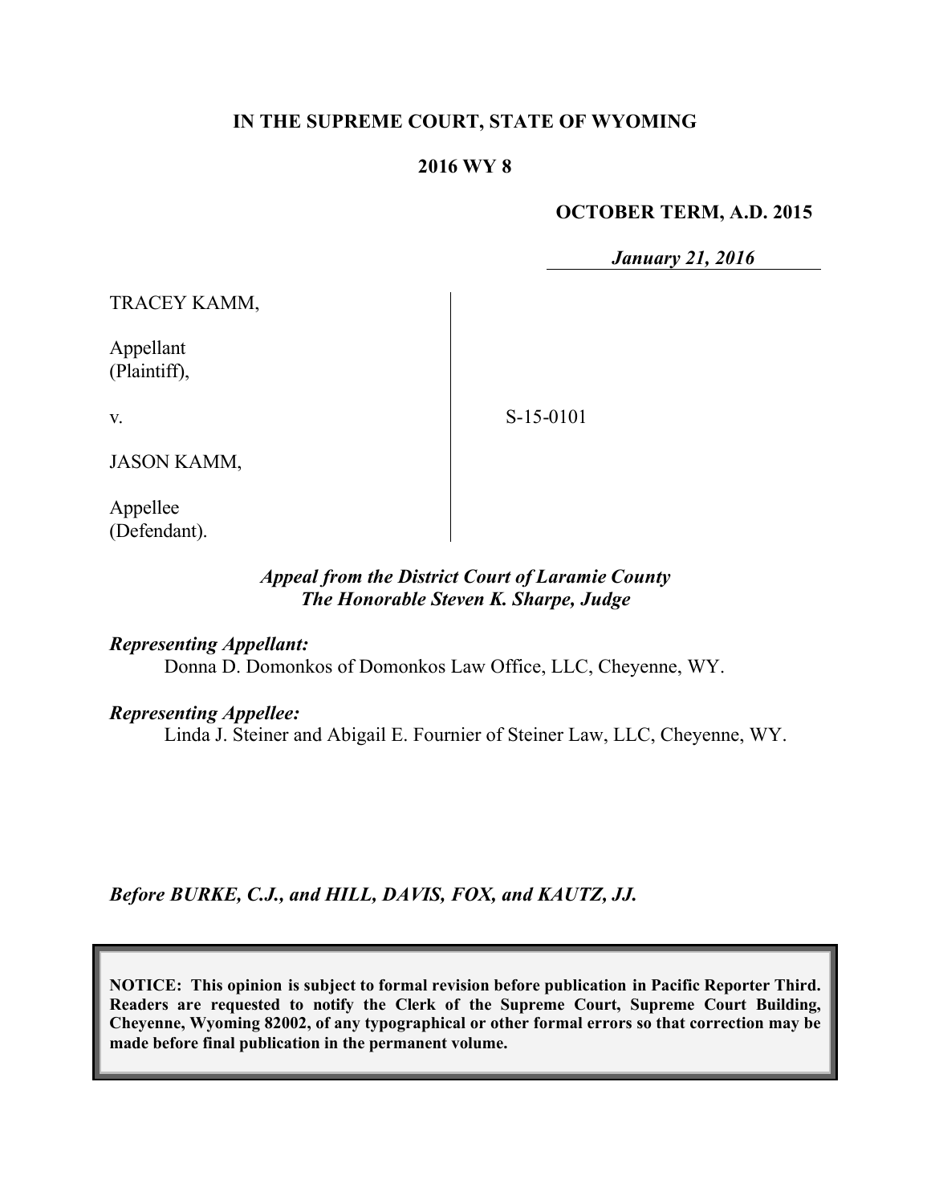**IN THE SUPREME COURT, STATE OF WYOMING**

**2016 WY 8**

**OCTOBER TERM, A.D. 2015**

***January 21, 2016***

TRACEY KAMM,

Appellant
(Plaintiff),

v.

S-15-0101

JASON KAMM,

Appellee
(Defendant).

***Appeal from the District Court of Laramie County***
***The Honorable Steven K. Sharpe, Judge***

***Representing Appellant:***
Donna D. Domonkos of Domonkos Law Office, LLC, Cheyenne, WY.

***Representing Appellee:***
Linda J. Steiner and Abigail E. Fournier of Steiner Law, LLC, Cheyenne, WY.

***Before BURKE, C.J., and HILL, DAVIS, FOX, and KAUTZ, JJ.***

**NOTICE: This opinion is subject to formal revision before publication in Pacific Reporter Third. Readers are requested to notify the Clerk of the Supreme Court, Supreme Court Building, Cheyenne, Wyoming 82002, of any typographical or other formal errors so that correction may be made before final publication in the permanent volume.**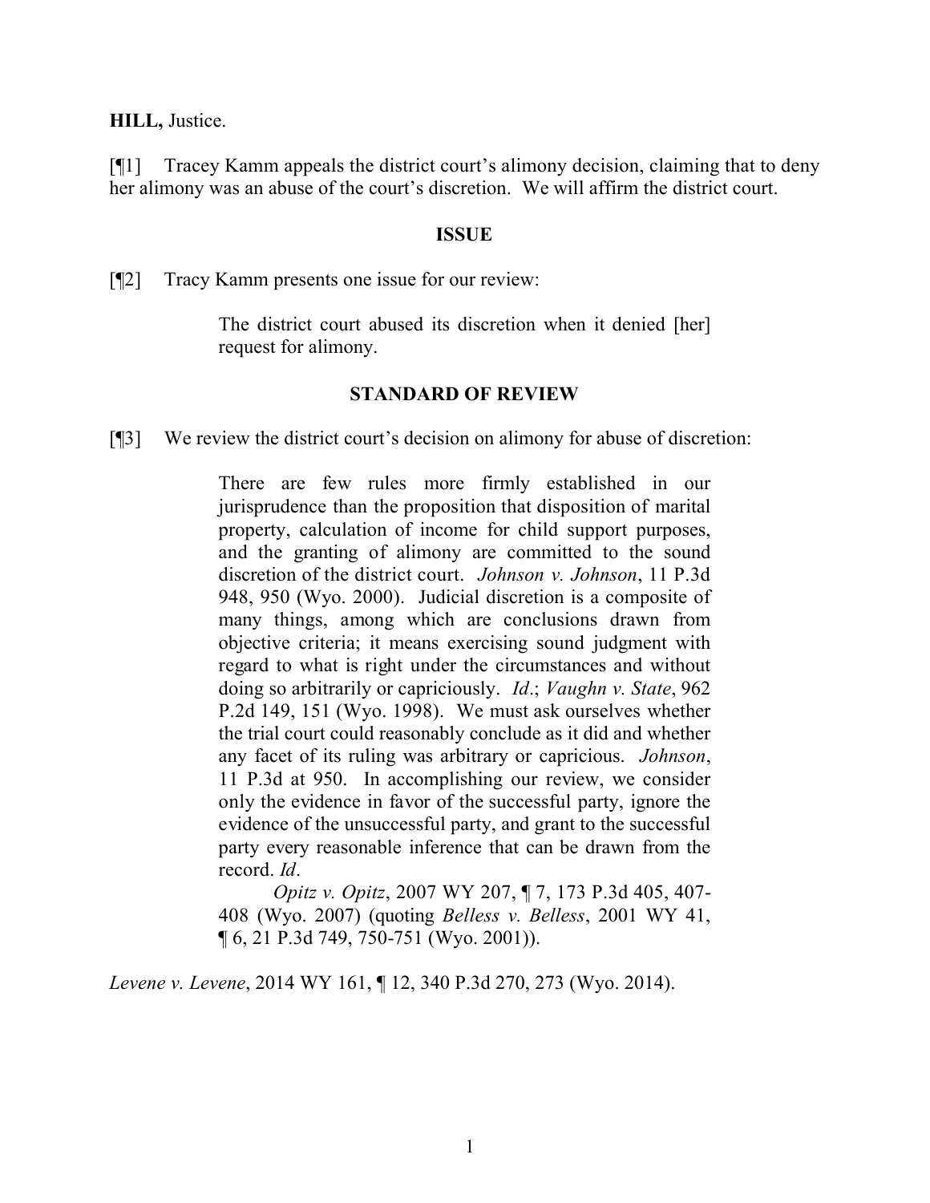**HILL,** Justice.

[¶1] Tracey Kamm appeals the district court's alimony decision, claiming that to deny her alimony was an abuse of the court's discretion. We will affirm the district court.

## ISSUE

[¶2] Tracy Kamm presents one issue for our review:

> The district court abused its discretion when it denied [her] request for alimony.

## STANDARD OF REVIEW

[¶3] We review the district court's decision on alimony for abuse of discretion:

> There are few rules more firmly established in our jurisprudence than the proposition that disposition of marital property, calculation of income for child support purposes, and the granting of alimony are committed to the sound discretion of the district court. *Johnson v. Johnson*, 11 P.3d 948, 950 (Wyo. 2000). Judicial discretion is a composite of many things, among which are conclusions drawn from objective criteria; it means exercising sound judgment with regard to what is right under the circumstances and without doing so arbitrarily or capriciously. *Id*.; *Vaughn v. State*, 962 P.2d 149, 151 (Wyo. 1998). We must ask ourselves whether the trial court could reasonably conclude as it did and whether any facet of its ruling was arbitrary or capricious. *Johnson*, 11 P.3d at 950. In accomplishing our review, we consider only the evidence in favor of the successful party, ignore the evidence of the unsuccessful party, and grant to the successful party every reasonable inference that can be drawn from the record. *Id*.
>
> *Opitz v. Opitz*, 2007 WY 207, ¶ 7, 173 P.3d 405, 407-408 (Wyo. 2007) (quoting *Belless v. Belless*, 2001 WY 41, ¶ 6, 21 P.3d 749, 750-751 (Wyo. 2001)).

*Levene v. Levene*, 2014 WY 161, ¶ 12, 340 P.3d 270, 273 (Wyo. 2014).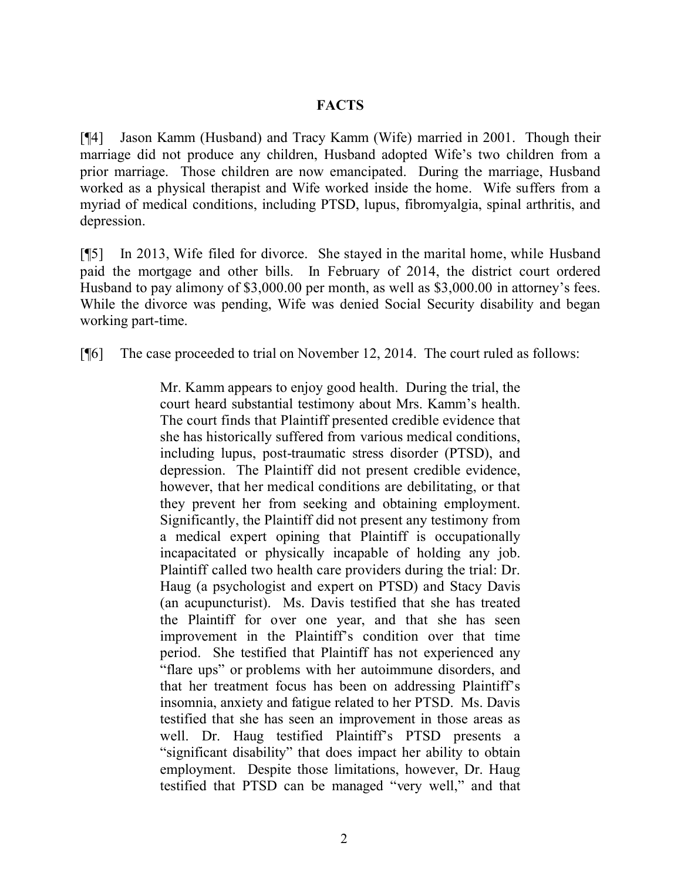## FACTS

[¶4] Jason Kamm (Husband) and Tracy Kamm (Wife) married in 2001. Though their marriage did not produce any children, Husband adopted Wife's two children from a prior marriage. Those children are now emancipated. During the marriage, Husband worked as a physical therapist and Wife worked inside the home. Wife suffers from a myriad of medical conditions, including PTSD, lupus, fibromyalgia, spinal arthritis, and depression.

[¶5] In 2013, Wife filed for divorce. She stayed in the marital home, while Husband paid the mortgage and other bills. In February of 2014, the district court ordered Husband to pay alimony of $3,000.00 per month, as well as $3,000.00 in attorney's fees. While the divorce was pending, Wife was denied Social Security disability and began working part-time.

[¶6] The case proceeded to trial on November 12, 2014. The court ruled as follows:

> Mr. Kamm appears to enjoy good health. During the trial, the court heard substantial testimony about Mrs. Kamm's health. The court finds that Plaintiff presented credible evidence that she has historically suffered from various medical conditions, including lupus, post-traumatic stress disorder (PTSD), and depression. The Plaintiff did not present credible evidence, however, that her medical conditions are debilitating, or that they prevent her from seeking and obtaining employment. Significantly, the Plaintiff did not present any testimony from a medical expert opining that Plaintiff is occupationally incapacitated or physically incapable of holding any job. Plaintiff called two health care providers during the trial: Dr. Haug (a psychologist and expert on PTSD) and Stacy Davis (an acupuncturist). Ms. Davis testified that she has treated the Plaintiff for over one year, and that she has seen improvement in the Plaintiff's condition over that time period. She testified that Plaintiff has not experienced any "flare ups" or problems with her autoimmune disorders, and that her treatment focus has been on addressing Plaintiff's insomnia, anxiety and fatigue related to her PTSD. Ms. Davis testified that she has seen an improvement in those areas as well. Dr. Haug testified Plaintiff's PTSD presents a "significant disability" that does impact her ability to obtain employment. Despite those limitations, however, Dr. Haug testified that PTSD can be managed "very well," and that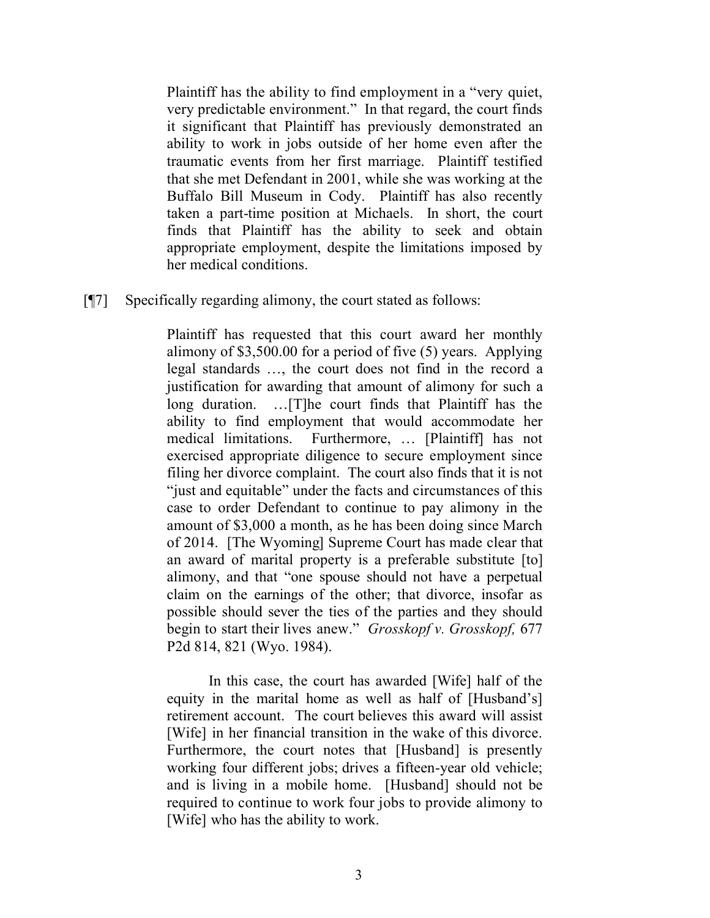> Plaintiff has the ability to find employment in a "very quiet, very predictable environment." In that regard, the court finds it significant that Plaintiff has previously demonstrated an ability to work in jobs outside of her home even after the traumatic events from her first marriage. Plaintiff testified that she met Defendant in 2001, while she was working at the Buffalo Bill Museum in Cody. Plaintiff has also recently taken a part-time position at Michaels. In short, the court finds that Plaintiff has the ability to seek and obtain appropriate employment, despite the limitations imposed by her medical conditions.

[¶7] Specifically regarding alimony, the court stated as follows:

> Plaintiff has requested that this court award her monthly alimony of $3,500.00 for a period of five (5) years. Applying legal standards …, the court does not find in the record a justification for awarding that amount of alimony for such a long duration. …[T]he court finds that Plaintiff has the ability to find employment that would accommodate her medical limitations. Furthermore, … [Plaintiff] has not exercised appropriate diligence to secure employment since filing her divorce complaint. The court also finds that it is not "just and equitable" under the facts and circumstances of this case to order Defendant to continue to pay alimony in the amount of $3,000 a month, as he has been doing since March of 2014. [The Wyoming] Supreme Court has made clear that an award of marital property is a preferable substitute [to] alimony, and that "one spouse should not have a perpetual claim on the earnings of the other; that divorce, insofar as possible should sever the ties of the parties and they should begin to start their lives anew." *Grosskopf v. Grosskopf,* 677 P2d 814, 821 (Wyo. 1984).
>
> In this case, the court has awarded [Wife] half of the equity in the marital home as well as half of [Husband's] retirement account. The court believes this award will assist [Wife] in her financial transition in the wake of this divorce. Furthermore, the court notes that [Husband] is presently working four different jobs; drives a fifteen-year old vehicle; and is living in a mobile home. [Husband] should not be required to continue to work four jobs to provide alimony to [Wife] who has the ability to work.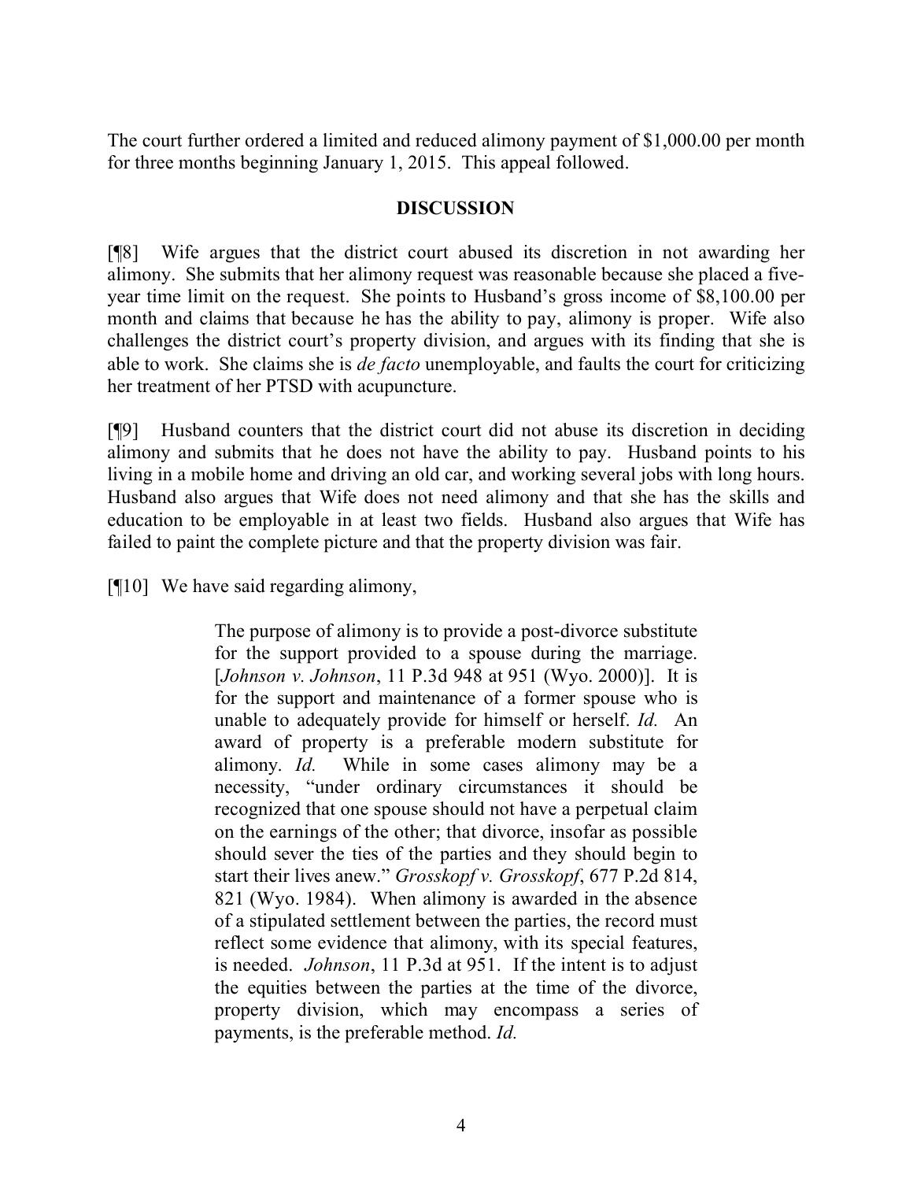The court further ordered a limited and reduced alimony payment of $1,000.00 per month for three months beginning January 1, 2015. This appeal followed.

## DISCUSSION

[¶8] Wife argues that the district court abused its discretion in not awarding her alimony. She submits that her alimony request was reasonable because she placed a five-year time limit on the request. She points to Husband's gross income of $8,100.00 per month and claims that because he has the ability to pay, alimony is proper. Wife also challenges the district court's property division, and argues with its finding that she is able to work. She claims she is *de facto* unemployable, and faults the court for criticizing her treatment of her PTSD with acupuncture.

[¶9] Husband counters that the district court did not abuse its discretion in deciding alimony and submits that he does not have the ability to pay. Husband points to his living in a mobile home and driving an old car, and working several jobs with long hours. Husband also argues that Wife does not need alimony and that she has the skills and education to be employable in at least two fields. Husband also argues that Wife has failed to paint the complete picture and that the property division was fair.

[¶10] We have said regarding alimony,

> The purpose of alimony is to provide a post-divorce substitute for the support provided to a spouse during the marriage. [*Johnson v. Johnson*, 11 P.3d 948 at 951 (Wyo. 2000)]. It is for the support and maintenance of a former spouse who is unable to adequately provide for himself or herself. *Id.* An award of property is a preferable modern substitute for alimony. *Id.* While in some cases alimony may be a necessity, "under ordinary circumstances it should be recognized that one spouse should not have a perpetual claim on the earnings of the other; that divorce, insofar as possible should sever the ties of the parties and they should begin to start their lives anew." *Grosskopf v. Grosskopf*, 677 P.2d 814, 821 (Wyo. 1984). When alimony is awarded in the absence of a stipulated settlement between the parties, the record must reflect some evidence that alimony, with its special features, is needed. *Johnson*, 11 P.3d at 951. If the intent is to adjust the equities between the parties at the time of the divorce, property division, which may encompass a series of payments, is the preferable method. *Id.*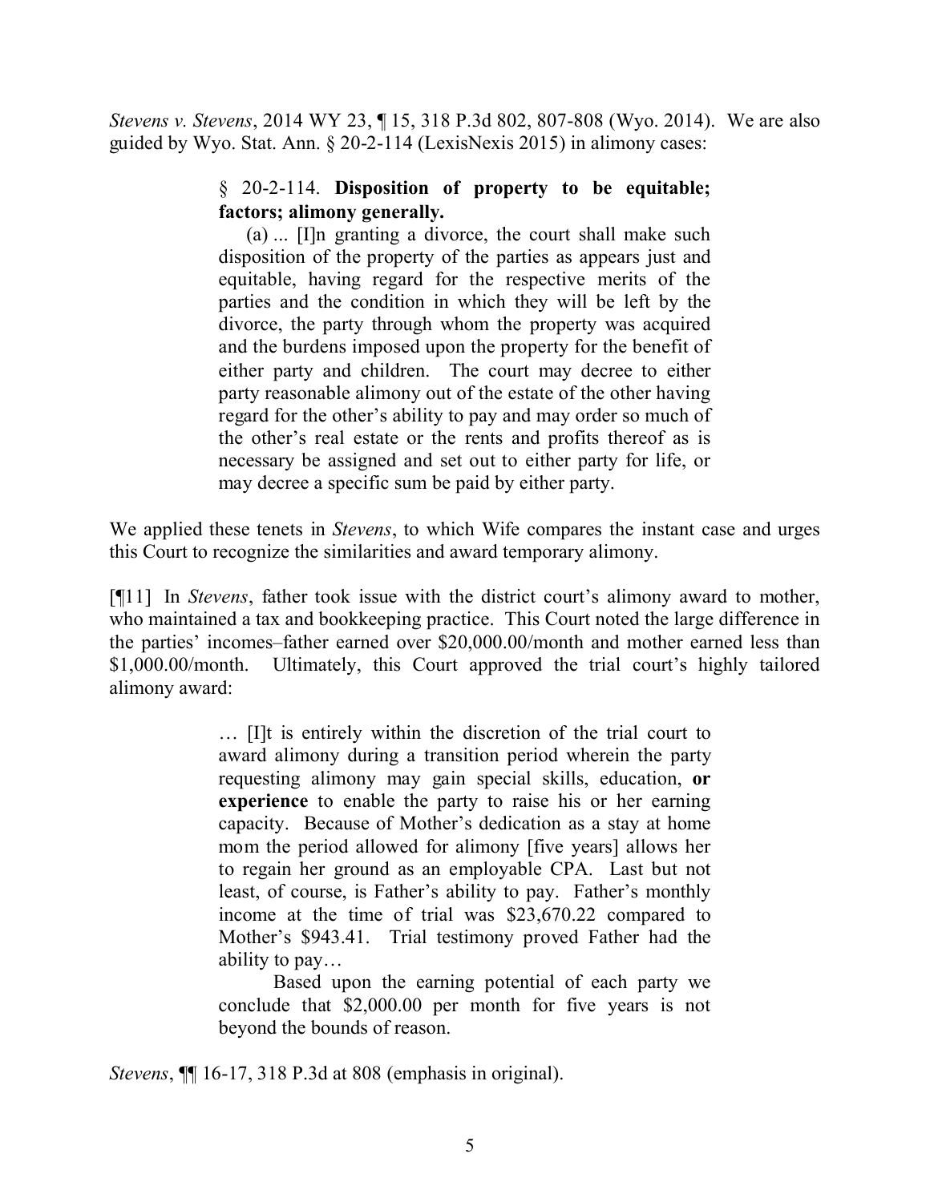*Stevens v. Stevens*, 2014 WY 23, ¶ 15, 318 P.3d 802, 807-808 (Wyo. 2014). We are also guided by Wyo. Stat. Ann. § 20-2-114 (LexisNexis 2015) in alimony cases:

> § 20-2-114. **Disposition of property to be equitable; factors; alimony generally.**
>
> (a) ... [I]n granting a divorce, the court shall make such disposition of the property of the parties as appears just and equitable, having regard for the respective merits of the parties and the condition in which they will be left by the divorce, the party through whom the property was acquired and the burdens imposed upon the property for the benefit of either party and children. The court may decree to either party reasonable alimony out of the estate of the other having regard for the other's ability to pay and may order so much of the other's real estate or the rents and profits thereof as is necessary be assigned and set out to either party for life, or may decree a specific sum be paid by either party.

We applied these tenets in *Stevens*, to which Wife compares the instant case and urges this Court to recognize the similarities and award temporary alimony.

[¶11] In *Stevens*, father took issue with the district court's alimony award to mother, who maintained a tax and bookkeeping practice. This Court noted the large difference in the parties' incomes–father earned over $20,000.00/month and mother earned less than $1,000.00/month. Ultimately, this Court approved the trial court's highly tailored alimony award:

> … [I]t is entirely within the discretion of the trial court to award alimony during a transition period wherein the party requesting alimony may gain special skills, education, **or experience** to enable the party to raise his or her earning capacity. Because of Mother's dedication as a stay at home mom the period allowed for alimony [five years] allows her to regain her ground as an employable CPA. Last but not least, of course, is Father's ability to pay. Father's monthly income at the time of trial was $23,670.22 compared to Mother's $943.41. Trial testimony proved Father had the ability to pay…
>
> Based upon the earning potential of each party we conclude that $2,000.00 per month for five years is not beyond the bounds of reason.

*Stevens*, ¶¶ 16-17, 318 P.3d at 808 (emphasis in original).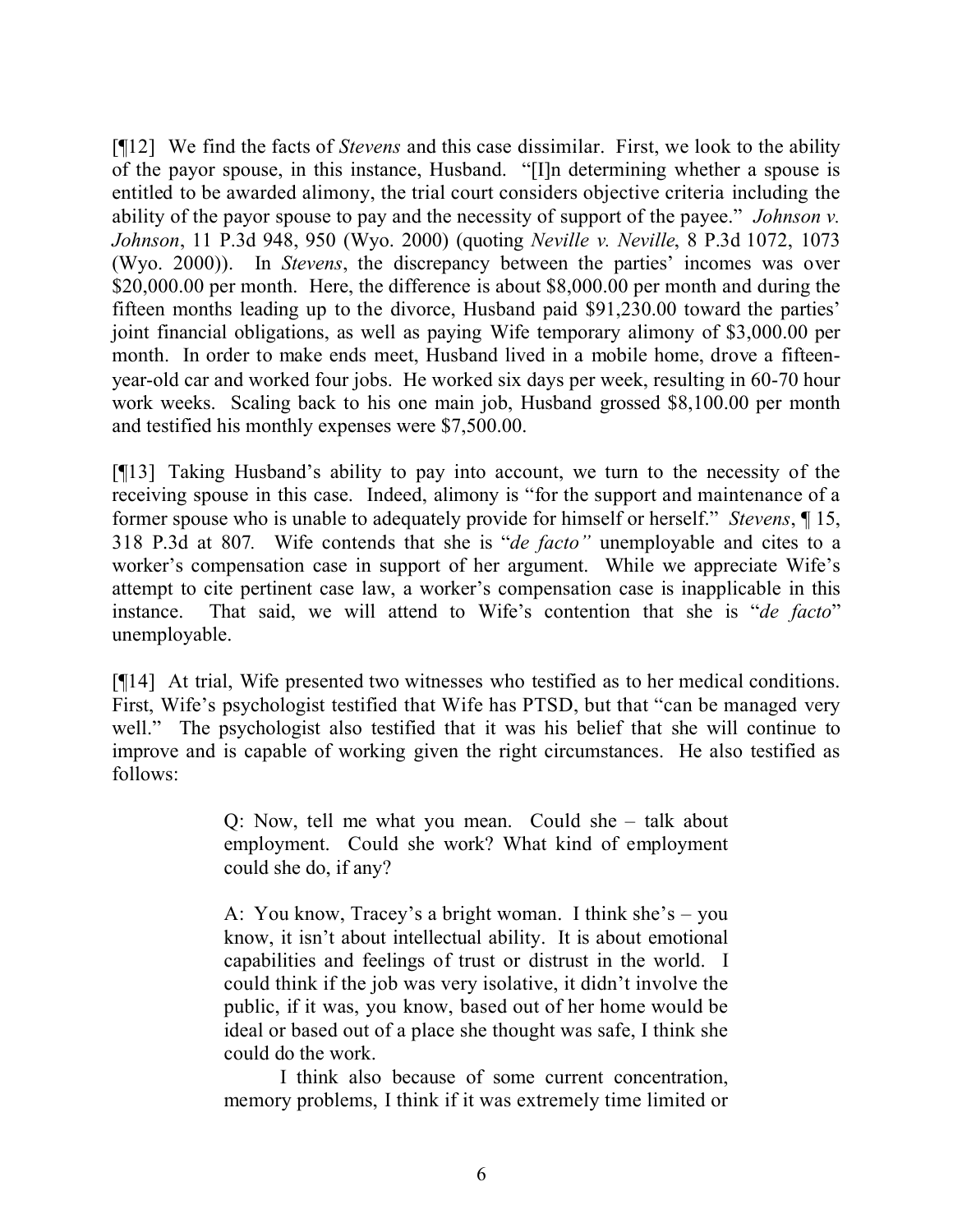[¶12] We find the facts of *Stevens* and this case dissimilar. First, we look to the ability of the payor spouse, in this instance, Husband. "[I]n determining whether a spouse is entitled to be awarded alimony, the trial court considers objective criteria including the ability of the payor spouse to pay and the necessity of support of the payee." *Johnson v. Johnson*, 11 P.3d 948, 950 (Wyo. 2000) (quoting *Neville v. Neville*, 8 P.3d 1072, 1073 (Wyo. 2000)). In *Stevens*, the discrepancy between the parties' incomes was over $20,000.00 per month. Here, the difference is about $8,000.00 per month and during the fifteen months leading up to the divorce, Husband paid $91,230.00 toward the parties' joint financial obligations, as well as paying Wife temporary alimony of $3,000.00 per month. In order to make ends meet, Husband lived in a mobile home, drove a fifteen-year-old car and worked four jobs. He worked six days per week, resulting in 60-70 hour work weeks. Scaling back to his one main job, Husband grossed $8,100.00 per month and testified his monthly expenses were $7,500.00.

[¶13] Taking Husband's ability to pay into account, we turn to the necessity of the receiving spouse in this case. Indeed, alimony is "for the support and maintenance of a former spouse who is unable to adequately provide for himself or herself." *Stevens*, ¶ 15, 318 P.3d at 807. Wife contends that she is "*de facto"* unemployable and cites to a worker's compensation case in support of her argument. While we appreciate Wife's attempt to cite pertinent case law, a worker's compensation case is inapplicable in this instance. That said, we will attend to Wife's contention that she is "*de facto*" unemployable.

[¶14] At trial, Wife presented two witnesses who testified as to her medical conditions. First, Wife's psychologist testified that Wife has PTSD, but that "can be managed very well." The psychologist also testified that it was his belief that she will continue to improve and is capable of working given the right circumstances. He also testified as follows:

> Q: Now, tell me what you mean. Could she – talk about employment. Could she work? What kind of employment could she do, if any?
>
> A: You know, Tracey's a bright woman. I think she's – you know, it isn't about intellectual ability. It is about emotional capabilities and feelings of trust or distrust in the world. I could think if the job was very isolative, it didn't involve the public, if it was, you know, based out of her home would be ideal or based out of a place she thought was safe, I think she could do the work.
>
> I think also because of some current concentration, memory problems, I think if it was extremely time limited or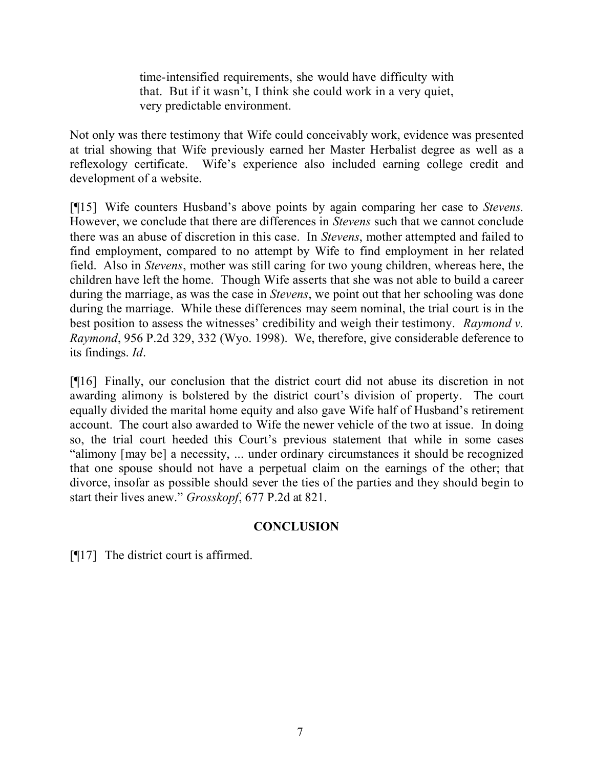> time-intensified requirements, she would have difficulty with that. But if it wasn't, I think she could work in a very quiet, very predictable environment.

Not only was there testimony that Wife could conceivably work, evidence was presented at trial showing that Wife previously earned her Master Herbalist degree as well as a reflexology certificate. Wife's experience also included earning college credit and development of a website.

[¶15] Wife counters Husband's above points by again comparing her case to *Stevens.* However, we conclude that there are differences in *Stevens* such that we cannot conclude there was an abuse of discretion in this case. In *Stevens*, mother attempted and failed to find employment, compared to no attempt by Wife to find employment in her related field. Also in *Stevens*, mother was still caring for two young children, whereas here, the children have left the home. Though Wife asserts that she was not able to build a career during the marriage, as was the case in *Stevens*, we point out that her schooling was done during the marriage. While these differences may seem nominal, the trial court is in the best position to assess the witnesses' credibility and weigh their testimony. *Raymond v. Raymond*, 956 P.2d 329, 332 (Wyo. 1998). We, therefore, give considerable deference to its findings. *Id*.

[¶16] Finally, our conclusion that the district court did not abuse its discretion in not awarding alimony is bolstered by the district court's division of property. The court equally divided the marital home equity and also gave Wife half of Husband's retirement account. The court also awarded to Wife the newer vehicle of the two at issue. In doing so, the trial court heeded this Court's previous statement that while in some cases "alimony [may be] a necessity, ... under ordinary circumstances it should be recognized that one spouse should not have a perpetual claim on the earnings of the other; that divorce, insofar as possible should sever the ties of the parties and they should begin to start their lives anew." *Grosskopf*, 677 P.2d at 821.

## CONCLUSION

[¶17] The district court is affirmed.